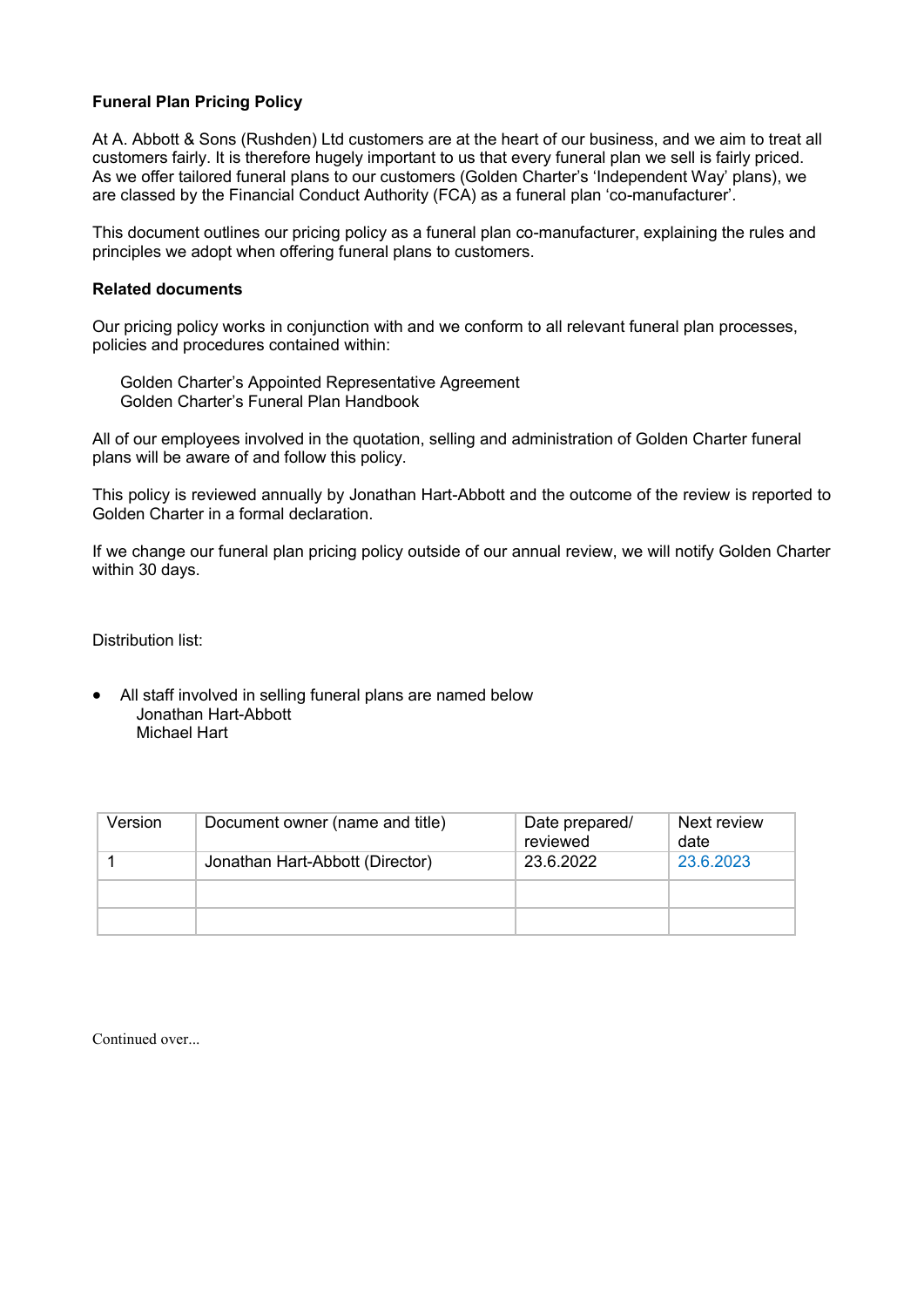**Funeral Plan Pricing Policy**

At A. Abbott & Sons (Rushden) Ltd customers are at the heart of our business, and we aim to treat all customers fairly. It is therefore hugely important to us that every funeral plan we sell is fairly priced. As we offer tailored funeral plans to our customers (Golden Charter's 'Independent Way' plans), we are classed by the Financial Conduct Authority (FCA) as a funeral plan 'co-manufacturer'.

This document outlines our pricing policy as a funeral plan co-manufacturer, explaining the rules and principles we adopt when offering funeral plans to customers.

**Related documents**

Our pricing policy works in conjunction with and we conform to all relevant funeral plan processes, policies and procedures contained within:

Golden Charter's Appointed Representative Agreement
Golden Charter's Funeral Plan Handbook

All of our employees involved in the quotation, selling and administration of Golden Charter funeral plans will be aware of and follow this policy.

This policy is reviewed annually by Jonathan Hart-Abbott and the outcome of the review is reported to Golden Charter in a formal declaration.

If we change our funeral plan pricing policy outside of our annual review, we will notify Golden Charter within 30 days.

Distribution list:

- All staff involved in selling funeral plans are named below
  Jonathan Hart-Abbott
  Michael Hart

| Version | Document owner (name and title) | Date prepared/ reviewed | Next review date |
|---|---|---|---|
| 1 | Jonathan Hart-Abbott (Director) | 23.6.2022 | 23.6.2023 |
| | | | |
| | | | |

Continued over...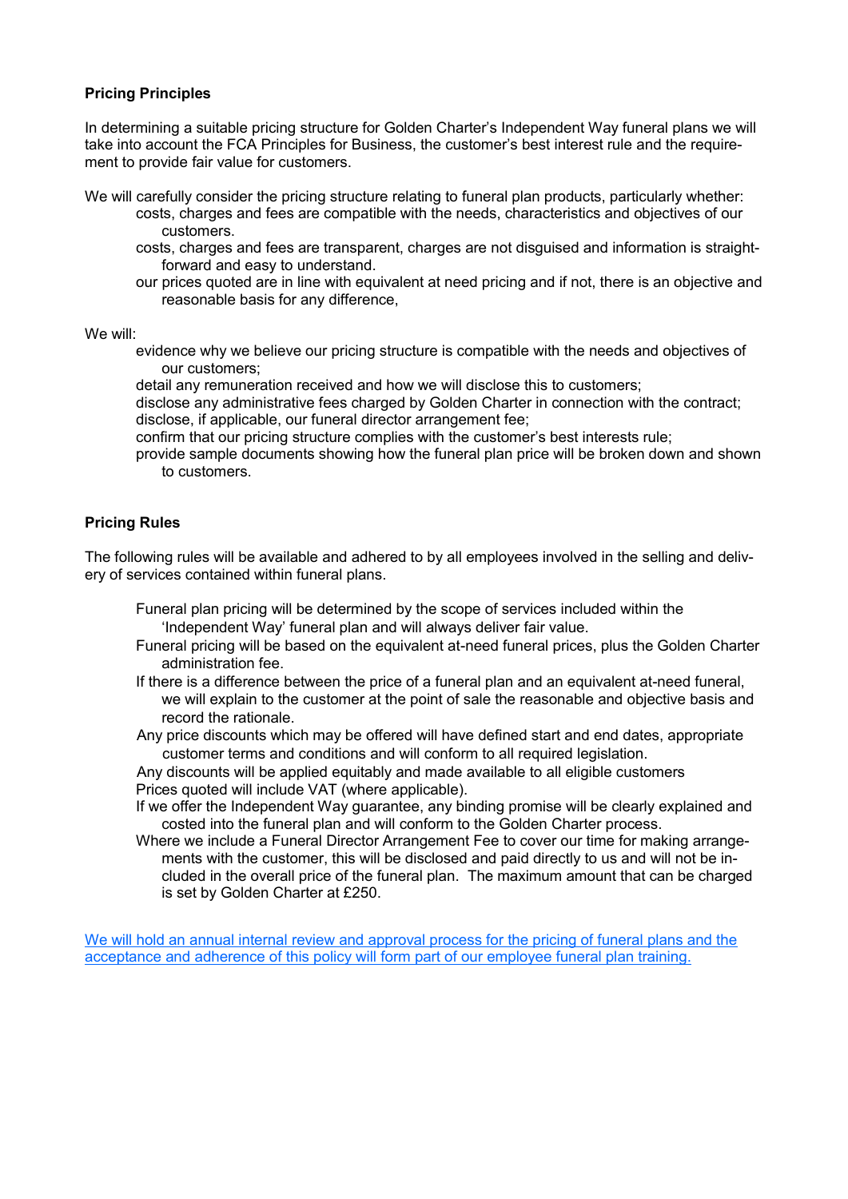**Pricing Principles**

In determining a suitable pricing structure for Golden Charter's Independent Way funeral plans we will take into account the FCA Principles for Business, the customer's best interest rule and the requirement to provide fair value for customers.

We will carefully consider the pricing structure relating to funeral plan products, particularly whether:

- costs, charges and fees are compatible with the needs, characteristics and objectives of our customers.
- costs, charges and fees are transparent, charges are not disguised and information is straightforward and easy to understand.
- our prices quoted are in line with equivalent at need pricing and if not, there is an objective and reasonable basis for any difference,

We will:

- evidence why we believe our pricing structure is compatible with the needs and objectives of our customers;
- detail any remuneration received and how we will disclose this to customers;
- disclose any administrative fees charged by Golden Charter in connection with the contract;
- disclose, if applicable, our funeral director arrangement fee;
- confirm that our pricing structure complies with the customer's best interests rule;
- provide sample documents showing how the funeral plan price will be broken down and shown to customers.

**Pricing Rules**

The following rules will be available and adhered to by all employees involved in the selling and delivery of services contained within funeral plans.

- Funeral plan pricing will be determined by the scope of services included within the 'Independent Way' funeral plan and will always deliver fair value.
- Funeral pricing will be based on the equivalent at-need funeral prices, plus the Golden Charter administration fee.
- If there is a difference between the price of a funeral plan and an equivalent at-need funeral, we will explain to the customer at the point of sale the reasonable and objective basis and record the rationale.
- Any price discounts which may be offered will have defined start and end dates, appropriate customer terms and conditions and will conform to all required legislation.
- Any discounts will be applied equitably and made available to all eligible customers
- Prices quoted will include VAT (where applicable).
- If we offer the Independent Way guarantee, any binding promise will be clearly explained and costed into the funeral plan and will conform to the Golden Charter process.
- Where we include a Funeral Director Arrangement Fee to cover our time for making arrangements with the customer, this will be disclosed and paid directly to us and will not be included in the overall price of the funeral plan. The maximum amount that can be charged is set by Golden Charter at £250.

We will hold an annual internal review and approval process for the pricing of funeral plans and the acceptance and adherence of this policy will form part of our employee funeral plan training.